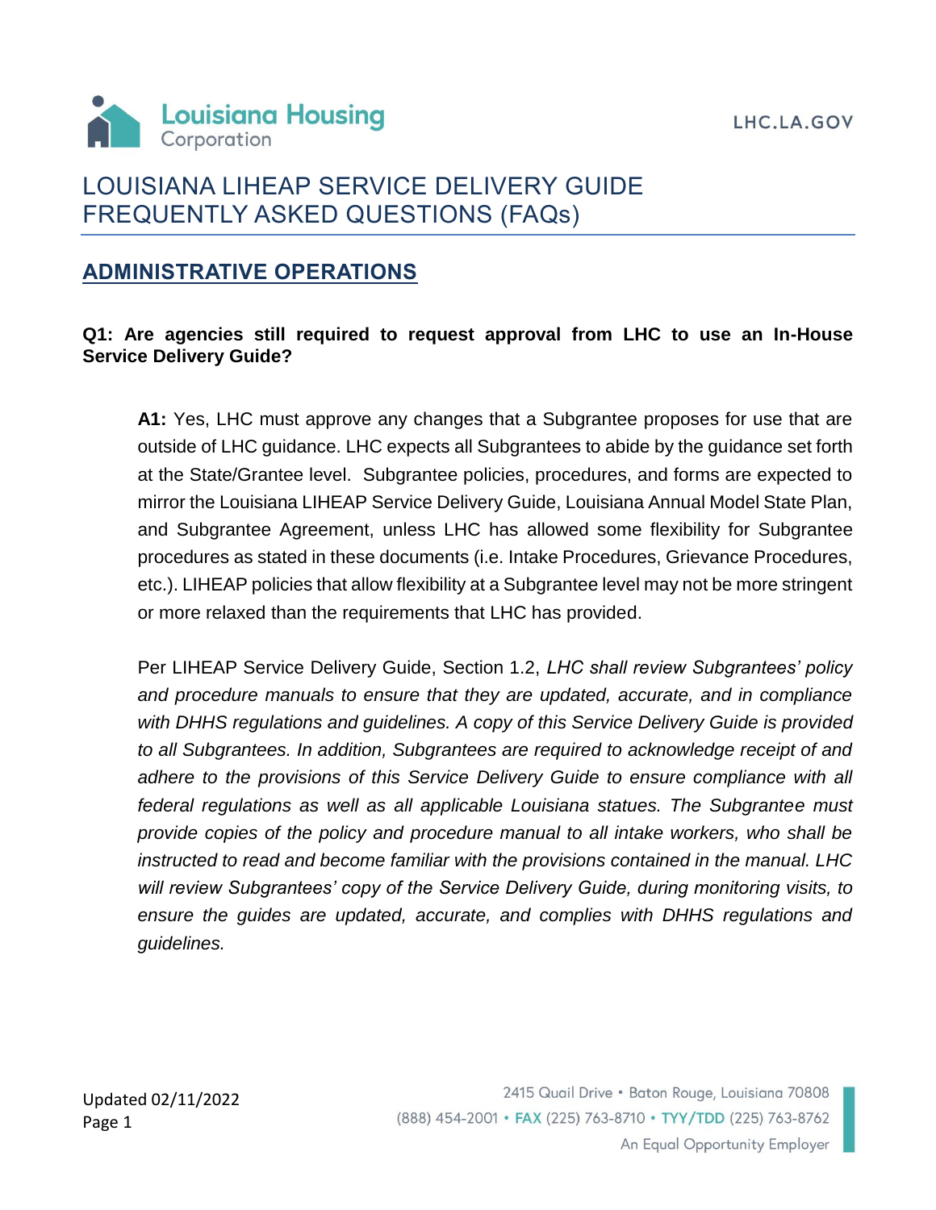# LOUISIANA LIHEAP SERVICE DELIVERY GUIDE FREQUENTLY ASKED QUESTIONS (FAQs)

## ADMINISTRATIVE OPERATIONS

**Q1: Are agencies still required to request approval from LHC to use an In-House Service Delivery Guide?**

**A1:** Yes, LHC must approve any changes that a Subgrantee proposes for use that are outside of LHC guidance. LHC expects all Subgrantees to abide by the guidance set forth at the State/Grantee level. Subgrantee policies, procedures, and forms are expected to mirror the Louisiana LIHEAP Service Delivery Guide, Louisiana Annual Model State Plan, and Subgrantee Agreement, unless LHC has allowed some flexibility for Subgrantee procedures as stated in these documents (i.e. Intake Procedures, Grievance Procedures, etc.). LIHEAP policies that allow flexibility at a Subgrantee level may not be more stringent or more relaxed than the requirements that LHC has provided.

Per LIHEAP Service Delivery Guide, Section 1.2, *LHC shall review Subgrantees' policy and procedure manuals to ensure that they are updated, accurate, and in compliance with DHHS regulations and guidelines. A copy of this Service Delivery Guide is provided to all Subgrantees. In addition, Subgrantees are required to acknowledge receipt of and adhere to the provisions of this Service Delivery Guide to ensure compliance with all federal regulations as well as all applicable Louisiana statues. The Subgrantee must provide copies of the policy and procedure manual to all intake workers, who shall be instructed to read and become familiar with the provisions contained in the manual. LHC will review Subgrantees' copy of the Service Delivery Guide, during monitoring visits, to ensure the guides are updated, accurate, and complies with DHHS regulations and guidelines.*

Updated 02/11/2022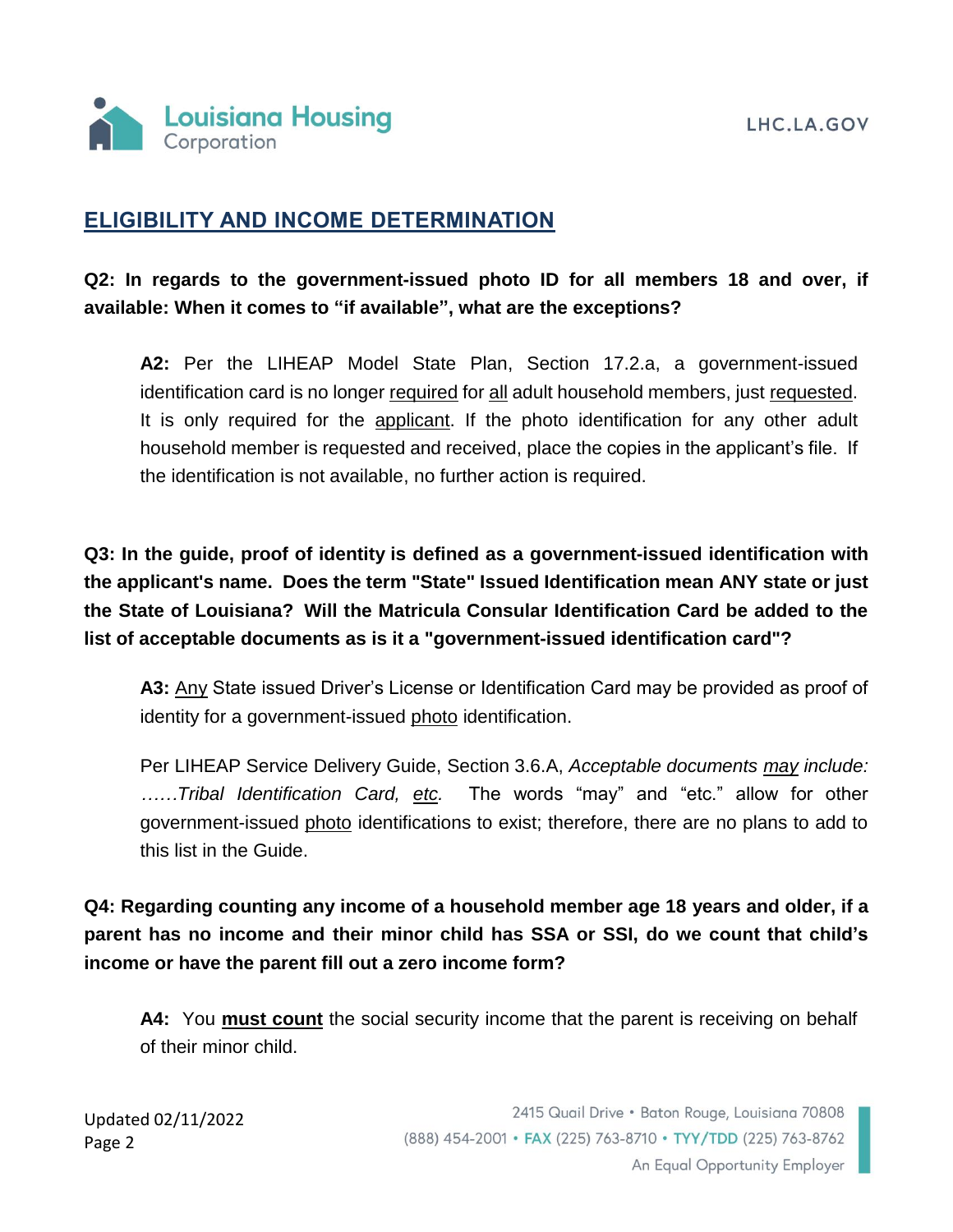## ELIGIBILITY AND INCOME DETERMINATION

**Q2: In regards to the government-issued photo ID for all members 18 and over, if available: When it comes to "if available", what are the exceptions?**

**A2:** Per the LIHEAP Model State Plan, Section 17.2.a, a government-issued identification card is no longer required for all adult household members, just requested. It is only required for the applicant. If the photo identification for any other adult household member is requested and received, place the copies in the applicant's file. If the identification is not available, no further action is required.

**Q3: In the guide, proof of identity is defined as a government-issued identification with the applicant's name. Does the term "State" Issued Identification mean ANY state or just the State of Louisiana? Will the Matricula Consular Identification Card be added to the list of acceptable documents as is it a "government-issued identification card"?**

**A3:** Any State issued Driver's License or Identification Card may be provided as proof of identity for a government-issued photo identification.

Per LIHEAP Service Delivery Guide, Section 3.6.A, *Acceptable documents may include: ……Tribal Identification Card, etc.* The words "may" and "etc." allow for other government-issued photo identifications to exist; therefore, there are no plans to add to this list in the Guide.

**Q4: Regarding counting any income of a household member age 18 years and older, if a parent has no income and their minor child has SSA or SSI, do we count that child's income or have the parent fill out a zero income form?**

**A4:** You **must count** the social security income that the parent is receiving on behalf of their minor child.

Updated 02/11/2022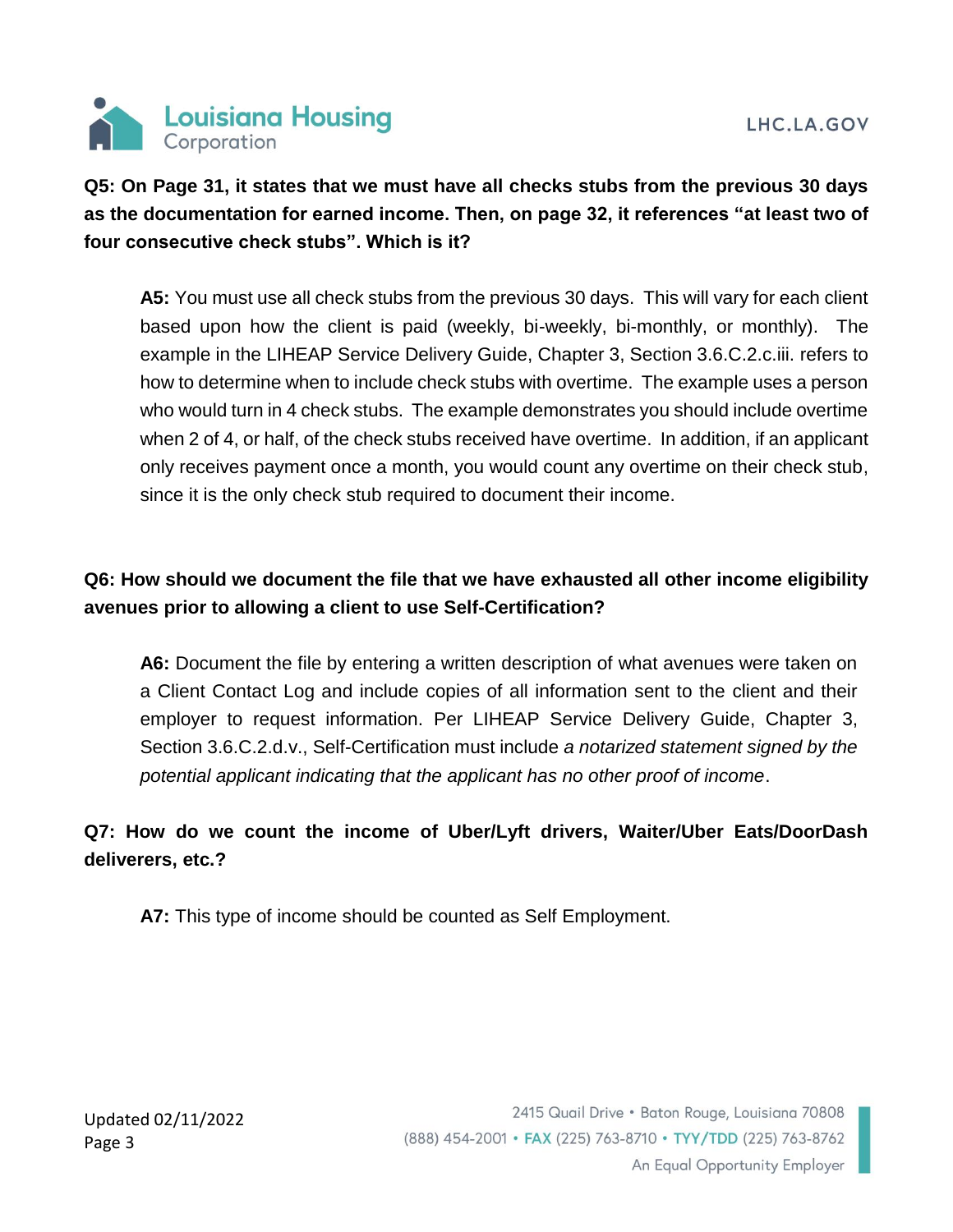**Q5: On Page 31, it states that we must have all checks stubs from the previous 30 days as the documentation for earned income. Then, on page 32, it references "at least two of four consecutive check stubs". Which is it?**

> **A5:** You must use all check stubs from the previous 30 days. This will vary for each client based upon how the client is paid (weekly, bi-weekly, bi-monthly, or monthly). The example in the LIHEAP Service Delivery Guide, Chapter 3, Section 3.6.C.2.c.iii. refers to how to determine when to include check stubs with overtime. The example uses a person who would turn in 4 check stubs. The example demonstrates you should include overtime when 2 of 4, or half, of the check stubs received have overtime. In addition, if an applicant only receives payment once a month, you would count any overtime on their check stub, since it is the only check stub required to document their income.

**Q6: How should we document the file that we have exhausted all other income eligibility avenues prior to allowing a client to use Self-Certification?**

> **A6:** Document the file by entering a written description of what avenues were taken on a Client Contact Log and include copies of all information sent to the client and their employer to request information. Per LIHEAP Service Delivery Guide, Chapter 3, Section 3.6.C.2.d.v., Self-Certification must include *a notarized statement signed by the potential applicant indicating that the applicant has no other proof of income*.

**Q7: How do we count the income of Uber/Lyft drivers, Waiter/Uber Eats/DoorDash deliverers, etc.?**

> **A7:** This type of income should be counted as Self Employment.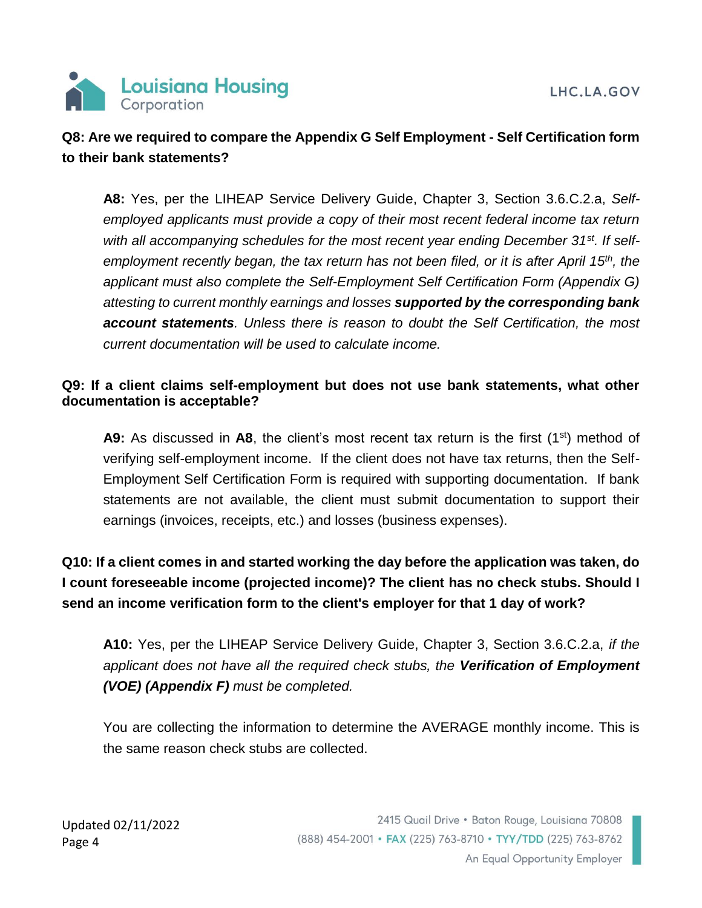**Q8: Are we required to compare the Appendix G Self Employment - Self Certification form to their bank statements?**

> **A8:** Yes, per the LIHEAP Service Delivery Guide, Chapter 3, Section 3.6.C.2.a, *Self-employed applicants must provide a copy of their most recent federal income tax return with all accompanying schedules for the most recent year ending December 31st. If self-employment recently began, the tax return has not been filed, or it is after April 15th, the applicant must also complete the Self-Employment Self Certification Form (Appendix G) attesting to current monthly earnings and losses* ***supported by the corresponding bank account statements****. Unless there is reason to doubt the Self Certification, the most current documentation will be used to calculate income.*

**Q9: If a client claims self-employment but does not use bank statements, what other documentation is acceptable?**

> **A9:** As discussed in **A8**, the client's most recent tax return is the first (1st) method of verifying self-employment income. If the client does not have tax returns, then the Self-Employment Self Certification Form is required with supporting documentation. If bank statements are not available, the client must submit documentation to support their earnings (invoices, receipts, etc.) and losses (business expenses).

**Q10: If a client comes in and started working the day before the application was taken, do I count foreseeable income (projected income)? The client has no check stubs. Should I send an income verification form to the client's employer for that 1 day of work?**

> **A10:** Yes, per the LIHEAP Service Delivery Guide, Chapter 3, Section 3.6.C.2.a, *if the applicant does not have all the required check stubs, the* ***Verification of Employment (VOE) (Appendix F)*** *must be completed.*
>
> You are collecting the information to determine the AVERAGE monthly income. This is the same reason check stubs are collected.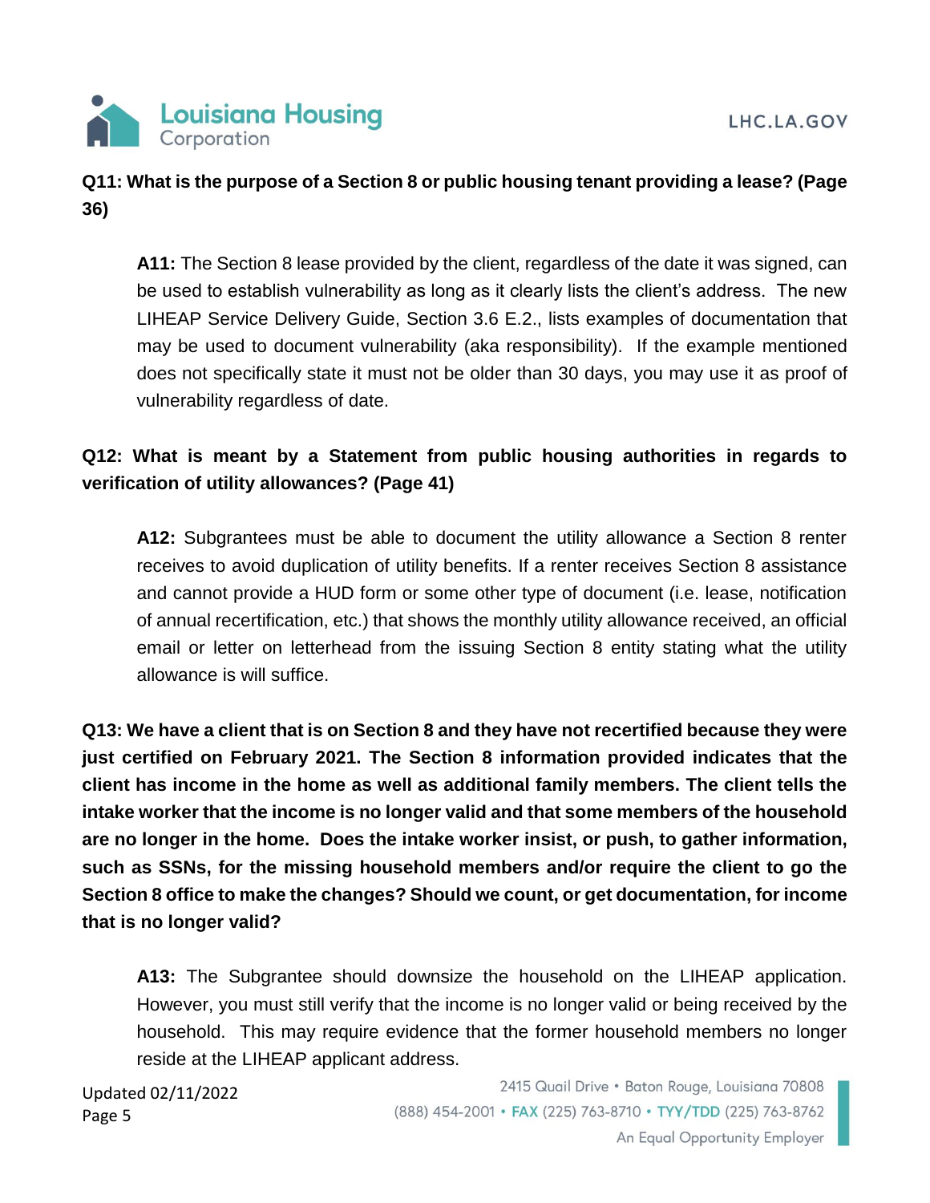**Q11: What is the purpose of a Section 8 or public housing tenant providing a lease? (Page 36)**

> **A11:** The Section 8 lease provided by the client, regardless of the date it was signed, can be used to establish vulnerability as long as it clearly lists the client's address. The new LIHEAP Service Delivery Guide, Section 3.6 E.2., lists examples of documentation that may be used to document vulnerability (aka responsibility). If the example mentioned does not specifically state it must not be older than 30 days, you may use it as proof of vulnerability regardless of date.

**Q12: What is meant by a Statement from public housing authorities in regards to verification of utility allowances? (Page 41)**

> **A12:** Subgrantees must be able to document the utility allowance a Section 8 renter receives to avoid duplication of utility benefits. If a renter receives Section 8 assistance and cannot provide a HUD form or some other type of document (i.e. lease, notification of annual recertification, etc.) that shows the monthly utility allowance received, an official email or letter on letterhead from the issuing Section 8 entity stating what the utility allowance is will suffice.

**Q13: We have a client that is on Section 8 and they have not recertified because they were just certified on February 2021. The Section 8 information provided indicates that the client has income in the home as well as additional family members. The client tells the intake worker that the income is no longer valid and that some members of the household are no longer in the home. Does the intake worker insist, or push, to gather information, such as SSNs, for the missing household members and/or require the client to go the Section 8 office to make the changes? Should we count, or get documentation, for income that is no longer valid?**

> **A13:** The Subgrantee should downsize the household on the LIHEAP application. However, you must still verify that the income is no longer valid or being received by the household. This may require evidence that the former household members no longer reside at the LIHEAP applicant address.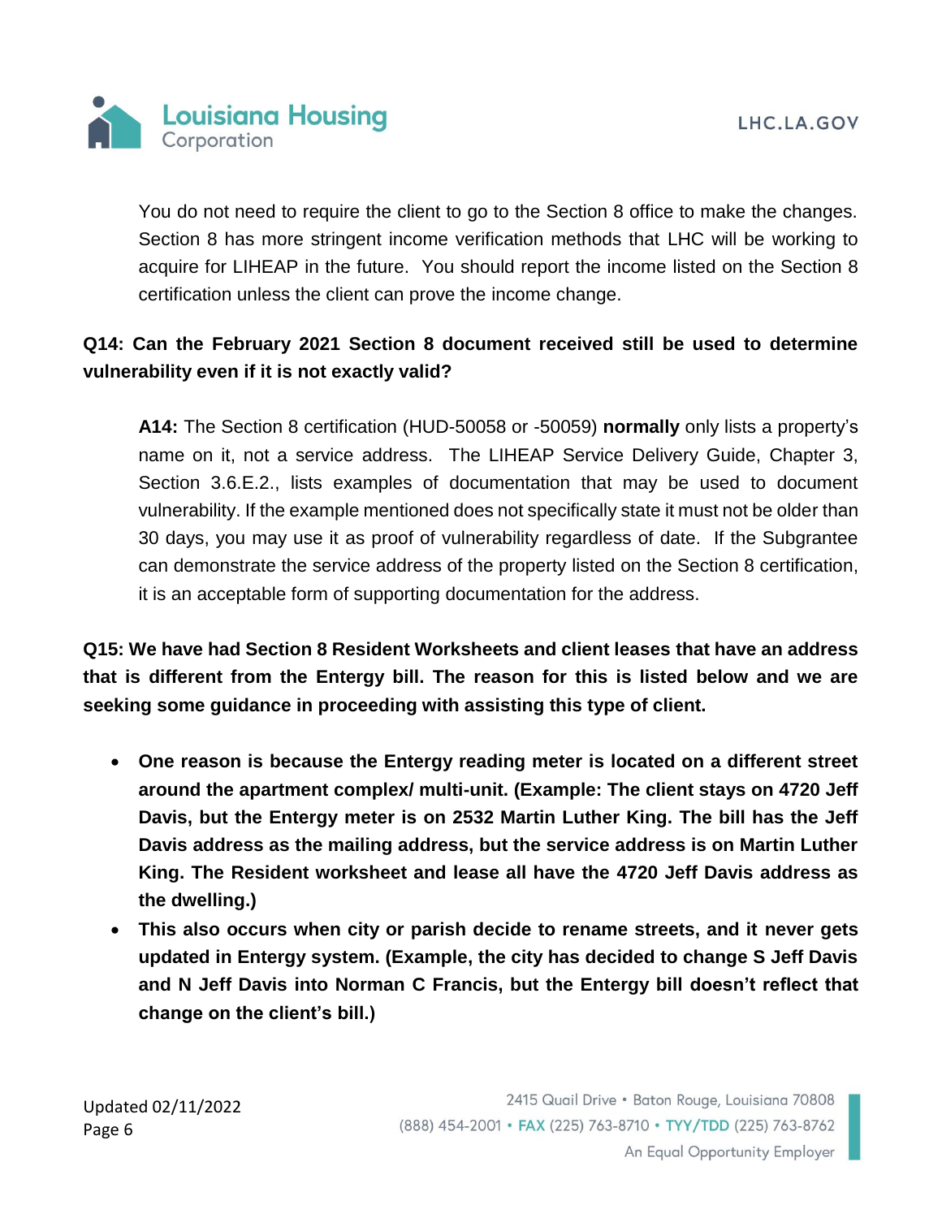You do not need to require the client to go to the Section 8 office to make the changes. Section 8 has more stringent income verification methods that LHC will be working to acquire for LIHEAP in the future. You should report the income listed on the Section 8 certification unless the client can prove the income change.

**Q14: Can the February 2021 Section 8 document received still be used to determine vulnerability even if it is not exactly valid?**

**A14:** The Section 8 certification (HUD-50058 or -50059) **normally** only lists a property's name on it, not a service address. The LIHEAP Service Delivery Guide, Chapter 3, Section 3.6.E.2., lists examples of documentation that may be used to document vulnerability. If the example mentioned does not specifically state it must not be older than 30 days, you may use it as proof of vulnerability regardless of date. If the Subgrantee can demonstrate the service address of the property listed on the Section 8 certification, it is an acceptable form of supporting documentation for the address.

**Q15: We have had Section 8 Resident Worksheets and client leases that have an address that is different from the Entergy bill. The reason for this is listed below and we are seeking some guidance in proceeding with assisting this type of client.**

- **One reason is because the Entergy reading meter is located on a different street around the apartment complex/ multi-unit. (Example: The client stays on 4720 Jeff Davis, but the Entergy meter is on 2532 Martin Luther King. The bill has the Jeff Davis address as the mailing address, but the service address is on Martin Luther King. The Resident worksheet and lease all have the 4720 Jeff Davis address as the dwelling.)**
- **This also occurs when city or parish decide to rename streets, and it never gets updated in Entergy system. (Example, the city has decided to change S Jeff Davis and N Jeff Davis into Norman C Francis, but the Entergy bill doesn't reflect that change on the client's bill.)**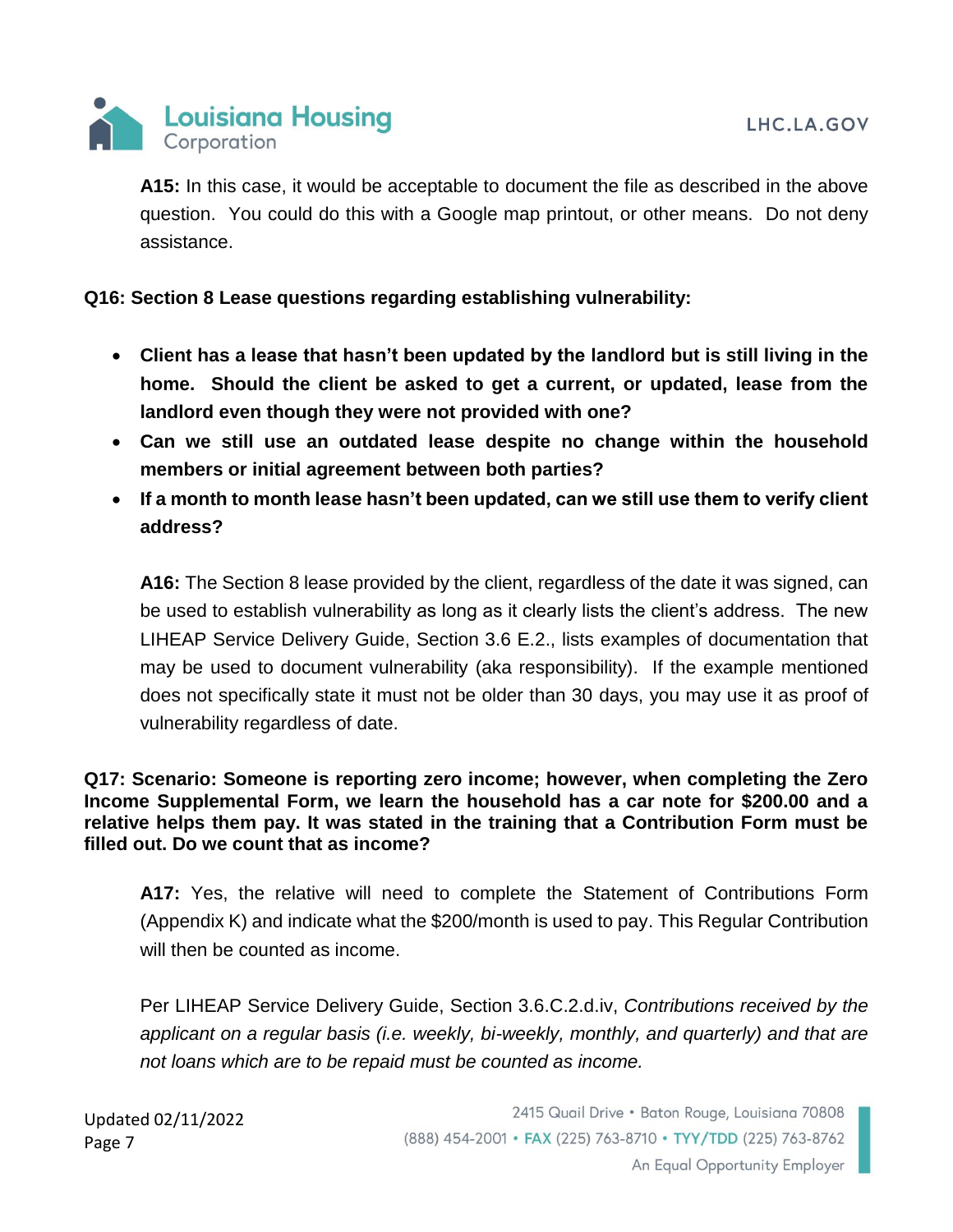**A15:** In this case, it would be acceptable to document the file as described in the above question. You could do this with a Google map printout, or other means. Do not deny assistance.

**Q16: Section 8 Lease questions regarding establishing vulnerability:**

- **Client has a lease that hasn't been updated by the landlord but is still living in the home. Should the client be asked to get a current, or updated, lease from the landlord even though they were not provided with one?**
- **Can we still use an outdated lease despite no change within the household members or initial agreement between both parties?**
- **If a month to month lease hasn't been updated, can we still use them to verify client address?**

**A16:** The Section 8 lease provided by the client, regardless of the date it was signed, can be used to establish vulnerability as long as it clearly lists the client's address. The new LIHEAP Service Delivery Guide, Section 3.6 E.2., lists examples of documentation that may be used to document vulnerability (aka responsibility). If the example mentioned does not specifically state it must not be older than 30 days, you may use it as proof of vulnerability regardless of date.

**Q17: Scenario: Someone is reporting zero income; however, when completing the Zero Income Supplemental Form, we learn the household has a car note for $200.00 and a relative helps them pay. It was stated in the training that a Contribution Form must be filled out. Do we count that as income?**

**A17:** Yes, the relative will need to complete the Statement of Contributions Form (Appendix K) and indicate what the $200/month is used to pay. This Regular Contribution will then be counted as income.

Per LIHEAP Service Delivery Guide, Section 3.6.C.2.d.iv, *Contributions received by the applicant on a regular basis (i.e. weekly, bi-weekly, monthly, and quarterly) and that are not loans which are to be repaid must be counted as income.*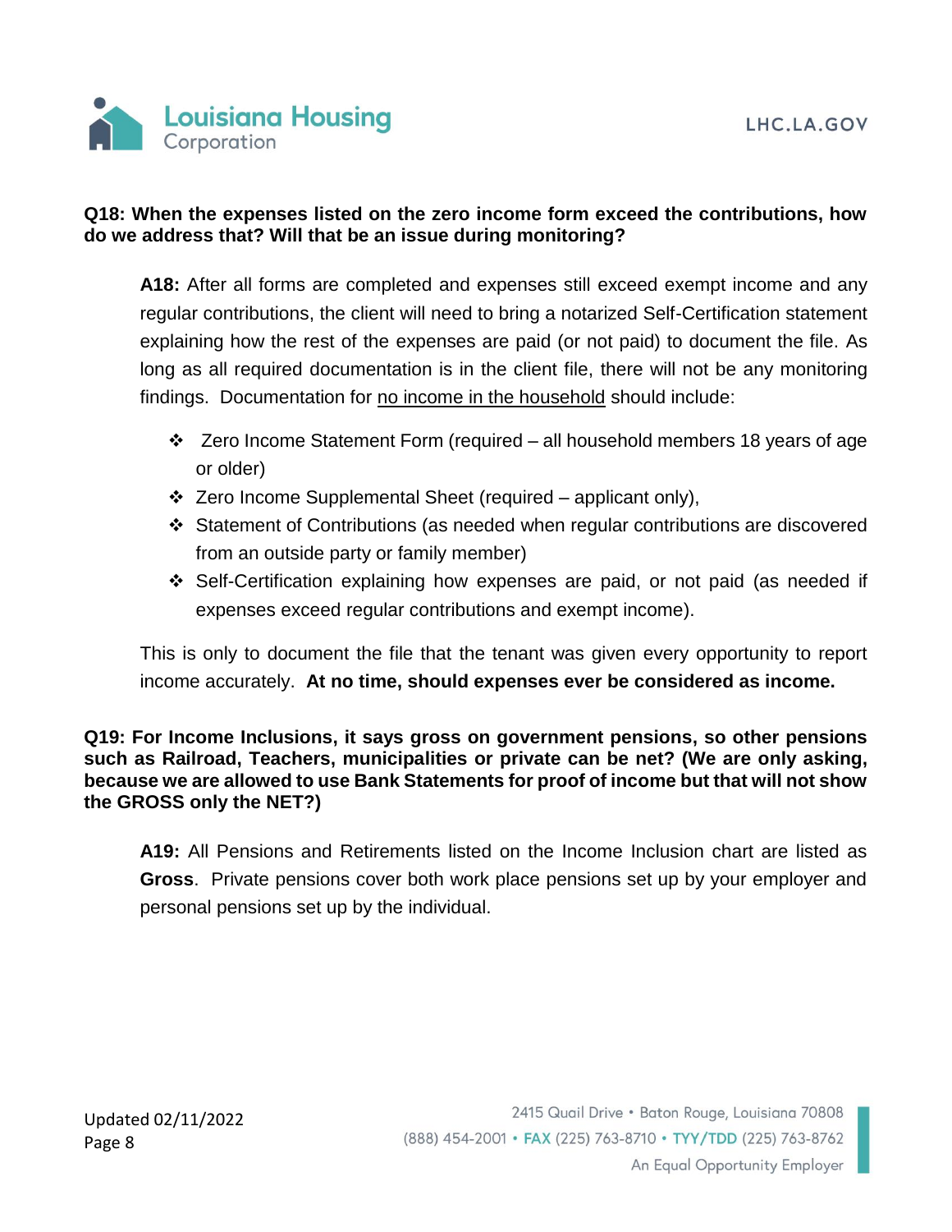**Q18: When the expenses listed on the zero income form exceed the contributions, how do we address that? Will that be an issue during monitoring?**

**A18:** After all forms are completed and expenses still exceed exempt income and any regular contributions, the client will need to bring a notarized Self-Certification statement explaining how the rest of the expenses are paid (or not paid) to document the file. As long as all required documentation is in the client file, there will not be any monitoring findings. Documentation for <u>no income in the household</u> should include:

- Zero Income Statement Form (required – all household members 18 years of age or older)
- Zero Income Supplemental Sheet (required – applicant only),
- Statement of Contributions (as needed when regular contributions are discovered from an outside party or family member)
- Self-Certification explaining how expenses are paid, or not paid (as needed if expenses exceed regular contributions and exempt income).

This is only to document the file that the tenant was given every opportunity to report income accurately. **At no time, should expenses ever be considered as income.**

**Q19: For Income Inclusions, it says gross on government pensions, so other pensions such as Railroad, Teachers, municipalities or private can be net? (We are only asking, because we are allowed to use Bank Statements for proof of income but that will not show the GROSS only the NET?)**

**A19:** All Pensions and Retirements listed on the Income Inclusion chart are listed as **Gross**. Private pensions cover both work place pensions set up by your employer and personal pensions set up by the individual.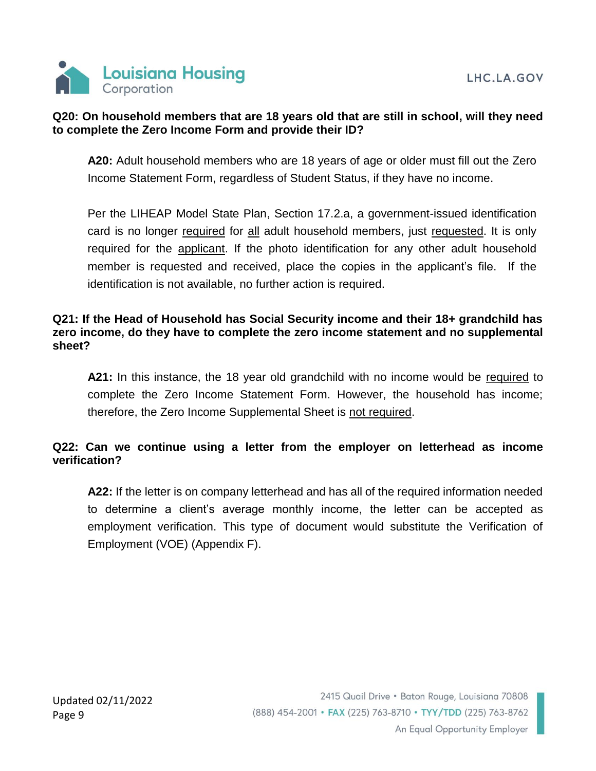**Q20: On household members that are 18 years old that are still in school, will they need to complete the Zero Income Form and provide their ID?**

> **A20:** Adult household members who are 18 years of age or older must fill out the Zero Income Statement Form, regardless of Student Status, if they have no income.
>
> Per the LIHEAP Model State Plan, Section 17.2.a, a government-issued identification card is no longer <u>required</u> for <u>all</u> adult household members, just <u>requested</u>. It is only required for the <u>applicant</u>. If the photo identification for any other adult household member is requested and received, place the copies in the applicant's file. If the identification is not available, no further action is required.

**Q21: If the Head of Household has Social Security income and their 18+ grandchild has zero income, do they have to complete the zero income statement and no supplemental sheet?**

> **A21:** In this instance, the 18 year old grandchild with no income would be <u>required</u> to complete the Zero Income Statement Form. However, the household has income; therefore, the Zero Income Supplemental Sheet is <u>not required</u>.

**Q22: Can we continue using a letter from the employer on letterhead as income verification?**

> **A22:** If the letter is on company letterhead and has all of the required information needed to determine a client's average monthly income, the letter can be accepted as employment verification. This type of document would substitute the Verification of Employment (VOE) (Appendix F).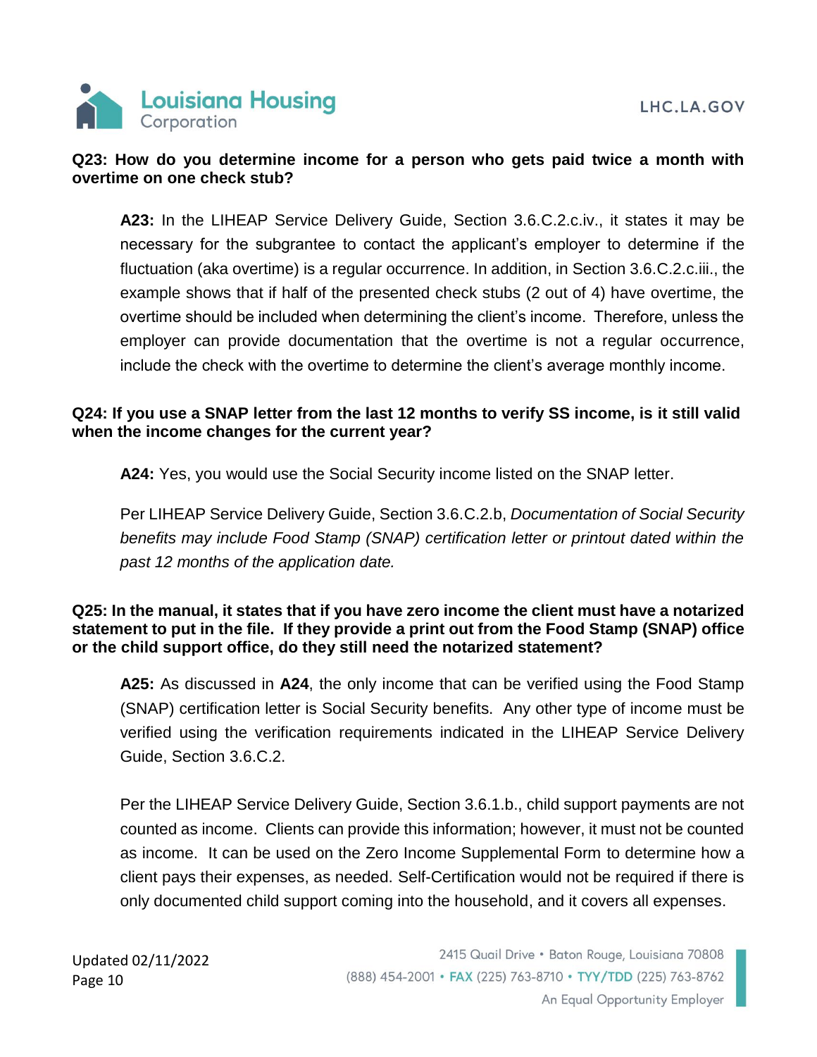**Q23: How do you determine income for a person who gets paid twice a month with overtime on one check stub?**

**A23:** In the LIHEAP Service Delivery Guide, Section 3.6.C.2.c.iv., it states it may be necessary for the subgrantee to contact the applicant's employer to determine if the fluctuation (aka overtime) is a regular occurrence. In addition, in Section 3.6.C.2.c.iii., the example shows that if half of the presented check stubs (2 out of 4) have overtime, the overtime should be included when determining the client's income. Therefore, unless the employer can provide documentation that the overtime is not a regular occurrence, include the check with the overtime to determine the client's average monthly income.

**Q24: If you use a SNAP letter from the last 12 months to verify SS income, is it still valid when the income changes for the current year?**

**A24:** Yes, you would use the Social Security income listed on the SNAP letter.

Per LIHEAP Service Delivery Guide, Section 3.6.C.2.b, *Documentation of Social Security benefits may include Food Stamp (SNAP) certification letter or printout dated within the past 12 months of the application date.*

**Q25: In the manual, it states that if you have zero income the client must have a notarized statement to put in the file. If they provide a print out from the Food Stamp (SNAP) office or the child support office, do they still need the notarized statement?**

**A25:** As discussed in **A24**, the only income that can be verified using the Food Stamp (SNAP) certification letter is Social Security benefits. Any other type of income must be verified using the verification requirements indicated in the LIHEAP Service Delivery Guide, Section 3.6.C.2.

Per the LIHEAP Service Delivery Guide, Section 3.6.1.b., child support payments are not counted as income. Clients can provide this information; however, it must not be counted as income. It can be used on the Zero Income Supplemental Form to determine how a client pays their expenses, as needed. Self-Certification would not be required if there is only documented child support coming into the household, and it covers all expenses.

Updated 02/11/2022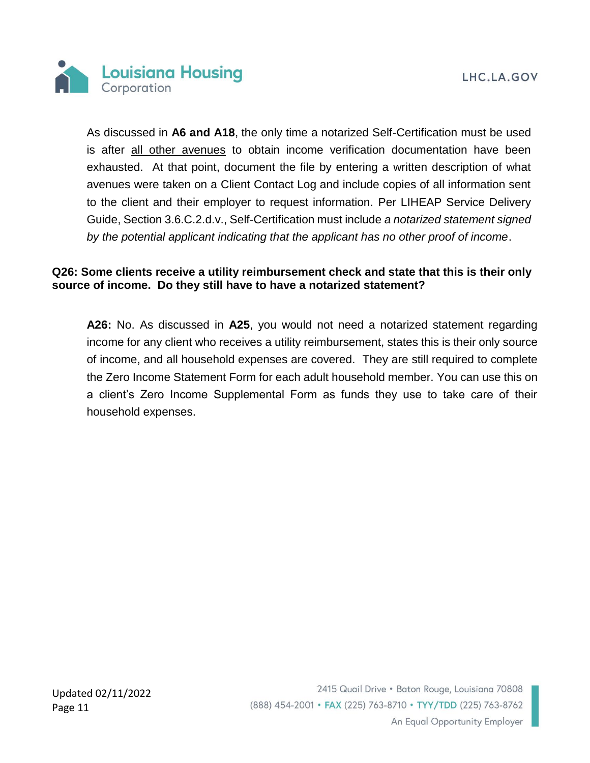As discussed in **A6 and A18**, the only time a notarized Self-Certification must be used is after <u>all other avenues</u> to obtain income verification documentation have been exhausted. At that point, document the file by entering a written description of what avenues were taken on a Client Contact Log and include copies of all information sent to the client and their employer to request information. Per LIHEAP Service Delivery Guide, Section 3.6.C.2.d.v., Self-Certification must include *a notarized statement signed by the potential applicant indicating that the applicant has no other proof of income*.

**Q26: Some clients receive a utility reimbursement check and state that this is their only source of income. Do they still have to have a notarized statement?**

**A26:** No. As discussed in **A25**, you would not need a notarized statement regarding income for any client who receives a utility reimbursement, states this is their only source of income, and all household expenses are covered. They are still required to complete the Zero Income Statement Form for each adult household member. You can use this on a client's Zero Income Supplemental Form as funds they use to take care of their household expenses.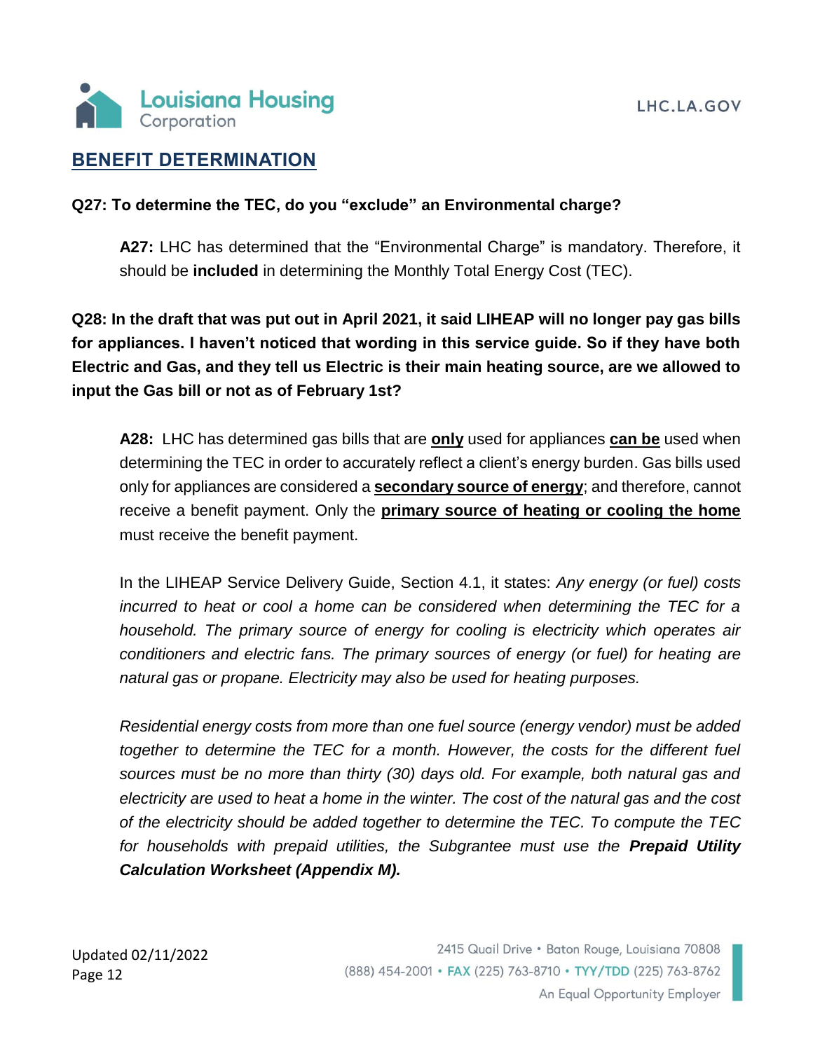## BENEFIT DETERMINATION

**Q27: To determine the TEC, do you "exclude" an Environmental charge?**

> **A27:** LHC has determined that the "Environmental Charge" is mandatory. Therefore, it should be **included** in determining the Monthly Total Energy Cost (TEC).

**Q28: In the draft that was put out in April 2021, it said LIHEAP will no longer pay gas bills for appliances. I haven't noticed that wording in this service guide. So if they have both Electric and Gas, and they tell us Electric is their main heating source, are we allowed to input the Gas bill or not as of February 1st?**

> **A28:** LHC has determined gas bills that are <u>**only**</u> used for appliances <u>**can be**</u> used when determining the TEC in order to accurately reflect a client's energy burden. Gas bills used only for appliances are considered a <u>**secondary source of energy**</u>; and therefore, cannot receive a benefit payment. Only the <u>**primary source of heating or cooling the home**</u> must receive the benefit payment.
>
> In the LIHEAP Service Delivery Guide, Section 4.1, it states: *Any energy (or fuel) costs incurred to heat or cool a home can be considered when determining the TEC for a household. The primary source of energy for cooling is electricity which operates air conditioners and electric fans. The primary sources of energy (or fuel) for heating are natural gas or propane. Electricity may also be used for heating purposes.*
>
> *Residential energy costs from more than one fuel source (energy vendor) must be added together to determine the TEC for a month. However, the costs for the different fuel sources must be no more than thirty (30) days old. For example, both natural gas and electricity are used to heat a home in the winter. The cost of the natural gas and the cost of the electricity should be added together to determine the TEC. To compute the TEC for households with prepaid utilities, the Subgrantee must use the **Prepaid Utility Calculation Worksheet (Appendix M).***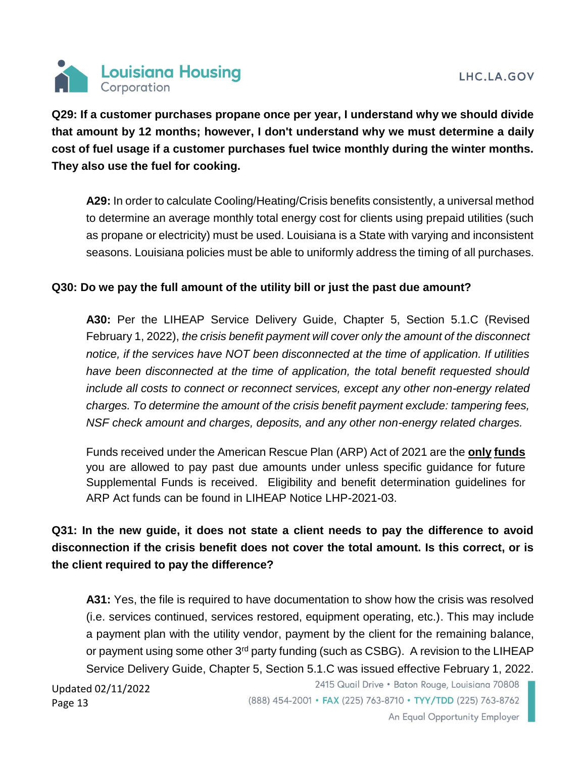**Q29: If a customer purchases propane once per year, I understand why we should divide that amount by 12 months; however, I don't understand why we must determine a daily cost of fuel usage if a customer purchases fuel twice monthly during the winter months. They also use the fuel for cooking.**

**A29:** In order to calculate Cooling/Heating/Crisis benefits consistently, a universal method to determine an average monthly total energy cost for clients using prepaid utilities (such as propane or electricity) must be used. Louisiana is a State with varying and inconsistent seasons. Louisiana policies must be able to uniformly address the timing of all purchases.

**Q30: Do we pay the full amount of the utility bill or just the past due amount?**

**A30:** Per the LIHEAP Service Delivery Guide, Chapter 5, Section 5.1.C (Revised February 1, 2022), *the crisis benefit payment will cover only the amount of the disconnect notice, if the services have NOT been disconnected at the time of application. If utilities have been disconnected at the time of application, the total benefit requested should include all costs to connect or reconnect services, except any other non-energy related charges. To determine the amount of the crisis benefit payment exclude: tampering fees, NSF check amount and charges, deposits, and any other non-energy related charges.*

Funds received under the American Rescue Plan (ARP) Act of 2021 are the **only funds** you are allowed to pay past due amounts under unless specific guidance for future Supplemental Funds is received. Eligibility and benefit determination guidelines for ARP Act funds can be found in LIHEAP Notice LHP-2021-03.

**Q31: In the new guide, it does not state a client needs to pay the difference to avoid disconnection if the crisis benefit does not cover the total amount. Is this correct, or is the client required to pay the difference?**

**A31:** Yes, the file is required to have documentation to show how the crisis was resolved (i.e. services continued, services restored, equipment operating, etc.). This may include a payment plan with the utility vendor, payment by the client for the remaining balance, or payment using some other 3rd party funding (such as CSBG). A revision to the LIHEAP Service Delivery Guide, Chapter 5, Section 5.1.C was issued effective February 1, 2022.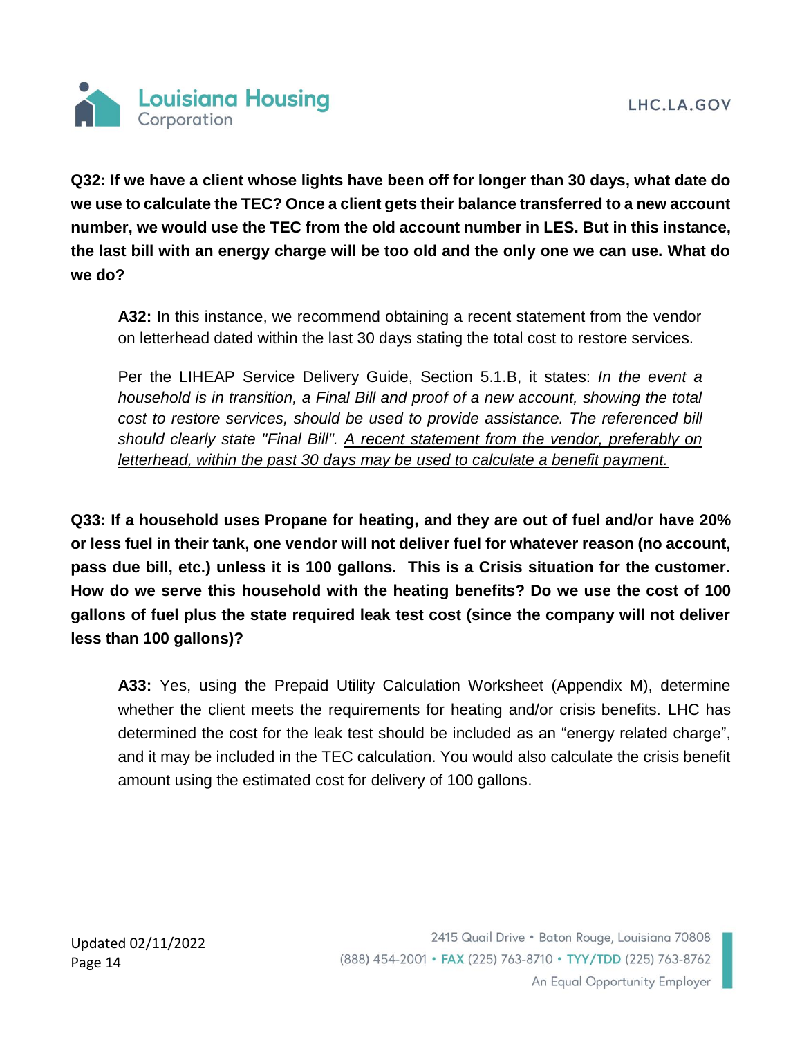**Q32: If we have a client whose lights have been off for longer than 30 days, what date do we use to calculate the TEC? Once a client gets their balance transferred to a new account number, we would use the TEC from the old account number in LES. But in this instance, the last bill with an energy charge will be too old and the only one we can use. What do we do?**

> **A32:** In this instance, we recommend obtaining a recent statement from the vendor on letterhead dated within the last 30 days stating the total cost to restore services.
>
> Per the LIHEAP Service Delivery Guide, Section 5.1.B, it states: *In the event a household is in transition, a Final Bill and proof of a new account, showing the total cost to restore services, should be used to provide assistance. The referenced bill should clearly state "Final Bill". <u>A recent statement from the vendor, preferably on letterhead, within the past 30 days may be used to calculate a benefit payment.</u>*

**Q33: If a household uses Propane for heating, and they are out of fuel and/or have 20% or less fuel in their tank, one vendor will not deliver fuel for whatever reason (no account, pass due bill, etc.) unless it is 100 gallons. This is a Crisis situation for the customer. How do we serve this household with the heating benefits? Do we use the cost of 100 gallons of fuel plus the state required leak test cost (since the company will not deliver less than 100 gallons)?**

> **A33:** Yes, using the Prepaid Utility Calculation Worksheet (Appendix M), determine whether the client meets the requirements for heating and/or crisis benefits. LHC has determined the cost for the leak test should be included as an "energy related charge", and it may be included in the TEC calculation. You would also calculate the crisis benefit amount using the estimated cost for delivery of 100 gallons.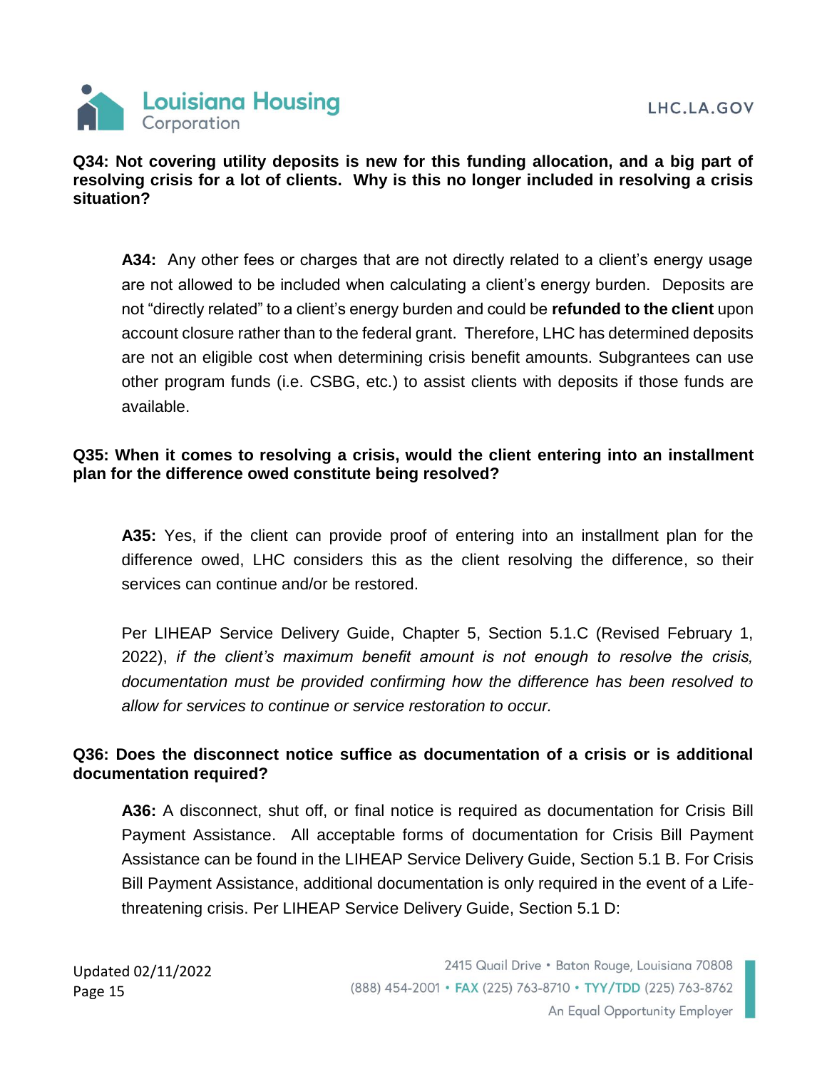**Q34: Not covering utility deposits is new for this funding allocation, and a big part of resolving crisis for a lot of clients. Why is this no longer included in resolving a crisis situation?**

> **A34:** Any other fees or charges that are not directly related to a client's energy usage are not allowed to be included when calculating a client's energy burden. Deposits are not "directly related" to a client's energy burden and could be **refunded to the client** upon account closure rather than to the federal grant. Therefore, LHC has determined deposits are not an eligible cost when determining crisis benefit amounts. Subgrantees can use other program funds (i.e. CSBG, etc.) to assist clients with deposits if those funds are available.

**Q35: When it comes to resolving a crisis, would the client entering into an installment plan for the difference owed constitute being resolved?**

> **A35:** Yes, if the client can provide proof of entering into an installment plan for the difference owed, LHC considers this as the client resolving the difference, so their services can continue and/or be restored.
>
> Per LIHEAP Service Delivery Guide, Chapter 5, Section 5.1.C (Revised February 1, 2022), *if the client's maximum benefit amount is not enough to resolve the crisis, documentation must be provided confirming how the difference has been resolved to allow for services to continue or service restoration to occur.*

**Q36: Does the disconnect notice suffice as documentation of a crisis or is additional documentation required?**

> **A36:** A disconnect, shut off, or final notice is required as documentation for Crisis Bill Payment Assistance. All acceptable forms of documentation for Crisis Bill Payment Assistance can be found in the LIHEAP Service Delivery Guide, Section 5.1 B. For Crisis Bill Payment Assistance, additional documentation is only required in the event of a Life-threatening crisis. Per LIHEAP Service Delivery Guide, Section 5.1 D: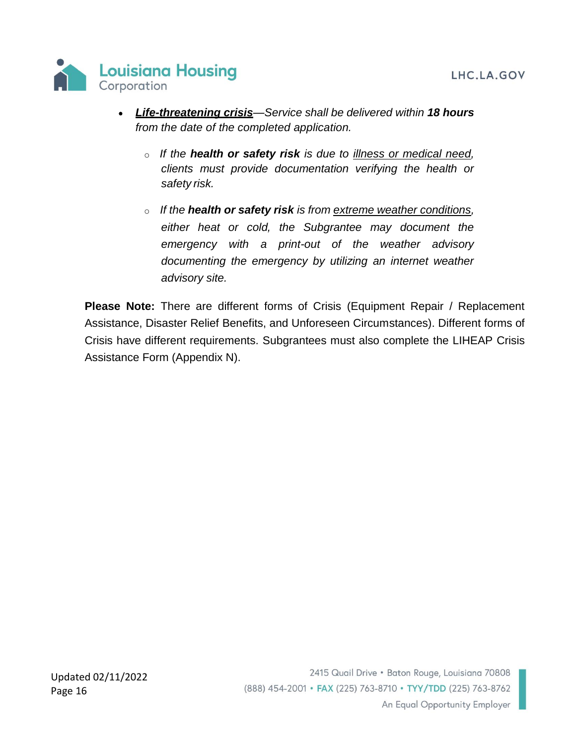- ***<u>Life-threatening crisis</u>****—Service shall be delivered within* ***18 hours*** *from the date of the completed application.*
  - *If the* ***health or safety risk*** *is due to <u>illness or medical need</u>, clients must provide documentation verifying the health or safety risk.*
  - *If the* ***health or safety risk*** *is from <u>extreme weather conditions</u>, either heat or cold, the Subgrantee may document the emergency with a print-out of the weather advisory documenting the emergency by utilizing an internet weather advisory site.*

**Please Note:** There are different forms of Crisis (Equipment Repair / Replacement Assistance, Disaster Relief Benefits, and Unforeseen Circumstances). Different forms of Crisis have different requirements. Subgrantees must also complete the LIHEAP Crisis Assistance Form (Appendix N).